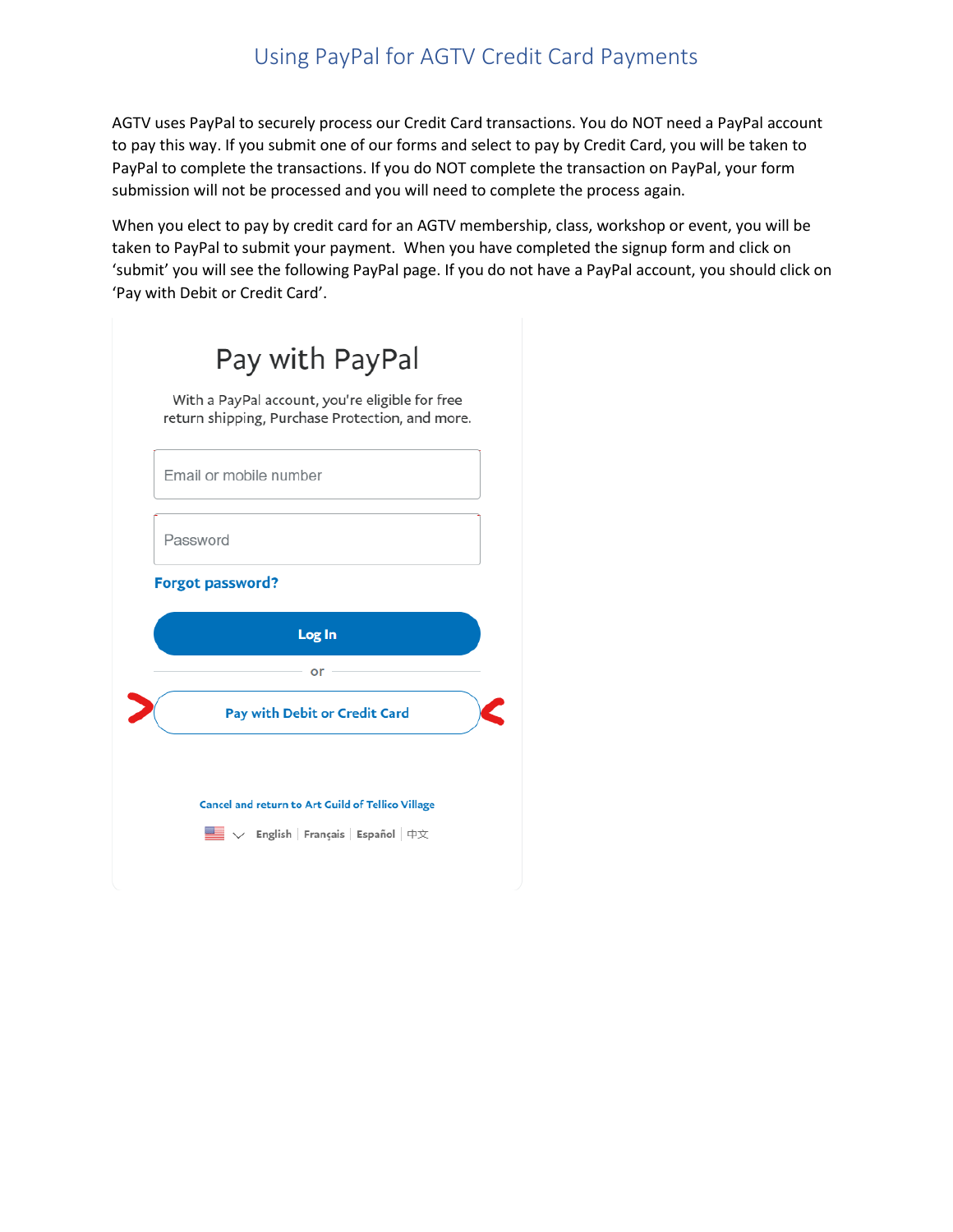# Using PayPal for AGTV Credit Card Payments

AGTV uses PayPal to securely process our Credit Card transactions. You do NOT need a PayPal account to pay this way. If you submit one of our forms and select to pay by Credit Card, you will be taken to PayPal to complete the transactions. If you do NOT complete the transaction on PayPal, your form submission will not be processed and you will need to complete the process again.

When you elect to pay by credit card for an AGTV membership, class, workshop or event, you will be taken to PayPal to submit your payment. When you have completed the signup form and click on 'submit' you will see the following PayPal page. If you do not have a PayPal account, you should click on 'Pay with Debit or Credit Card'.

Pay with PayPal

With a PayPal account, you're eligible for free return shipping, Purchase Protection, and more.

Email or mobile number

Password

Forgot password?

Log In

or

Pay with Debit or Credit Card

Cancel and return to Art Guild of Tellico Village

English | Français | Español | 中文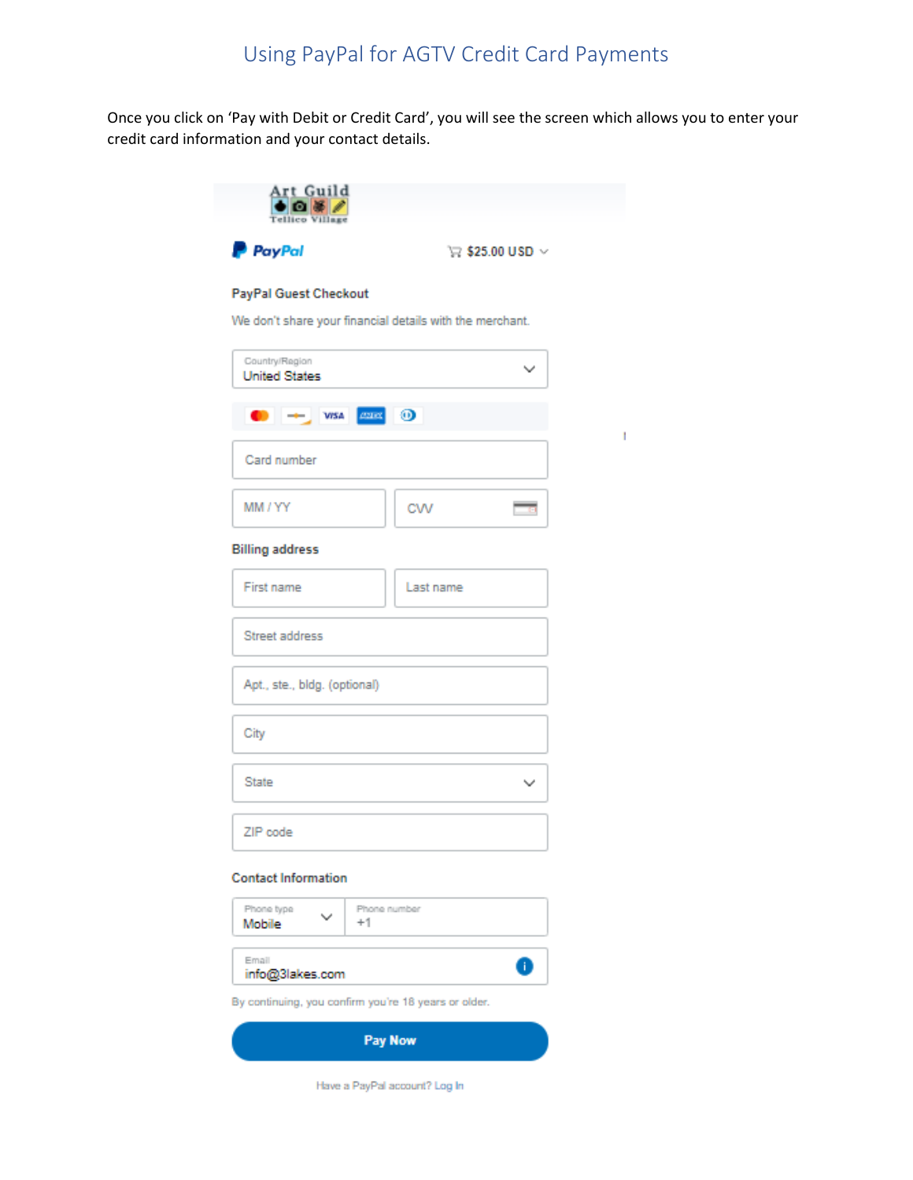# Using PayPal for AGTV Credit Card Payments

Once you click on 'Pay with Debit or Credit Card', you will see the screen which allows you to enter your credit card information and your contact details.

Art Guild
Tellico Village

PayPal $25.00 USD

PayPal Guest Checkout

We don't share your financial details with the merchant.

Country/Region
United States

Card number

MM / YY

CVV

Billing address

First name

Last name

Street address

Apt., ste., bldg. (optional)

City

State

ZIP code

Contact Information

Phone type
Mobile

Phone number
+1

Email
info@3lakes.com

By continuing, you confirm you're 18 years or older.

Pay Now

Have a PayPal account? Log In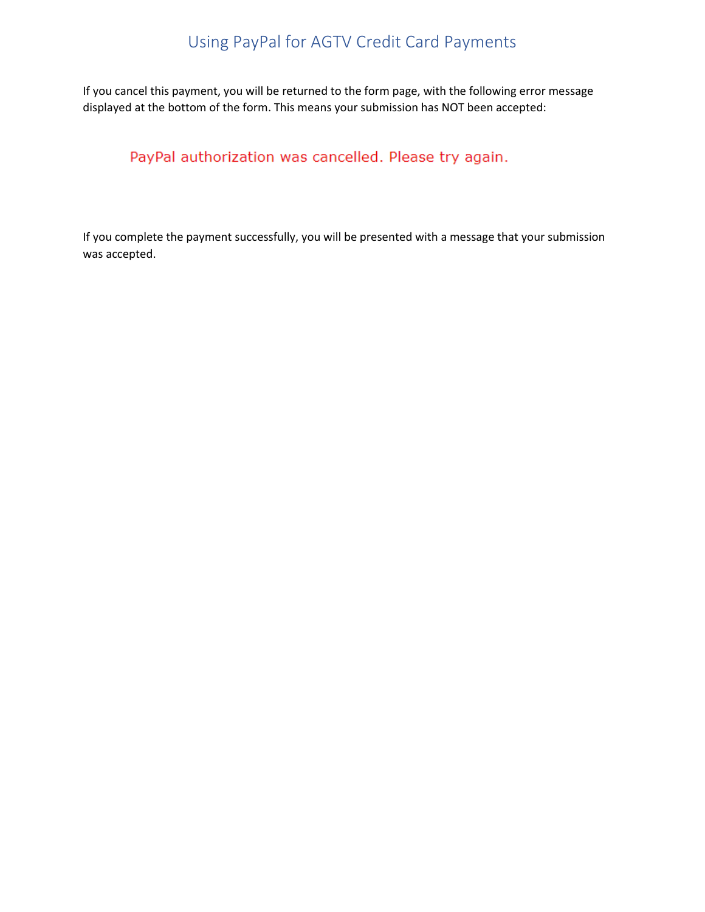If you cancel this payment, you will be returned to the form page, with the following error message displayed at the bottom of the form. This means your submission has NOT been accepted:

PayPal authorization was cancelled. Please try again.

If you complete the payment successfully, you will be presented with a message that your submission was accepted.